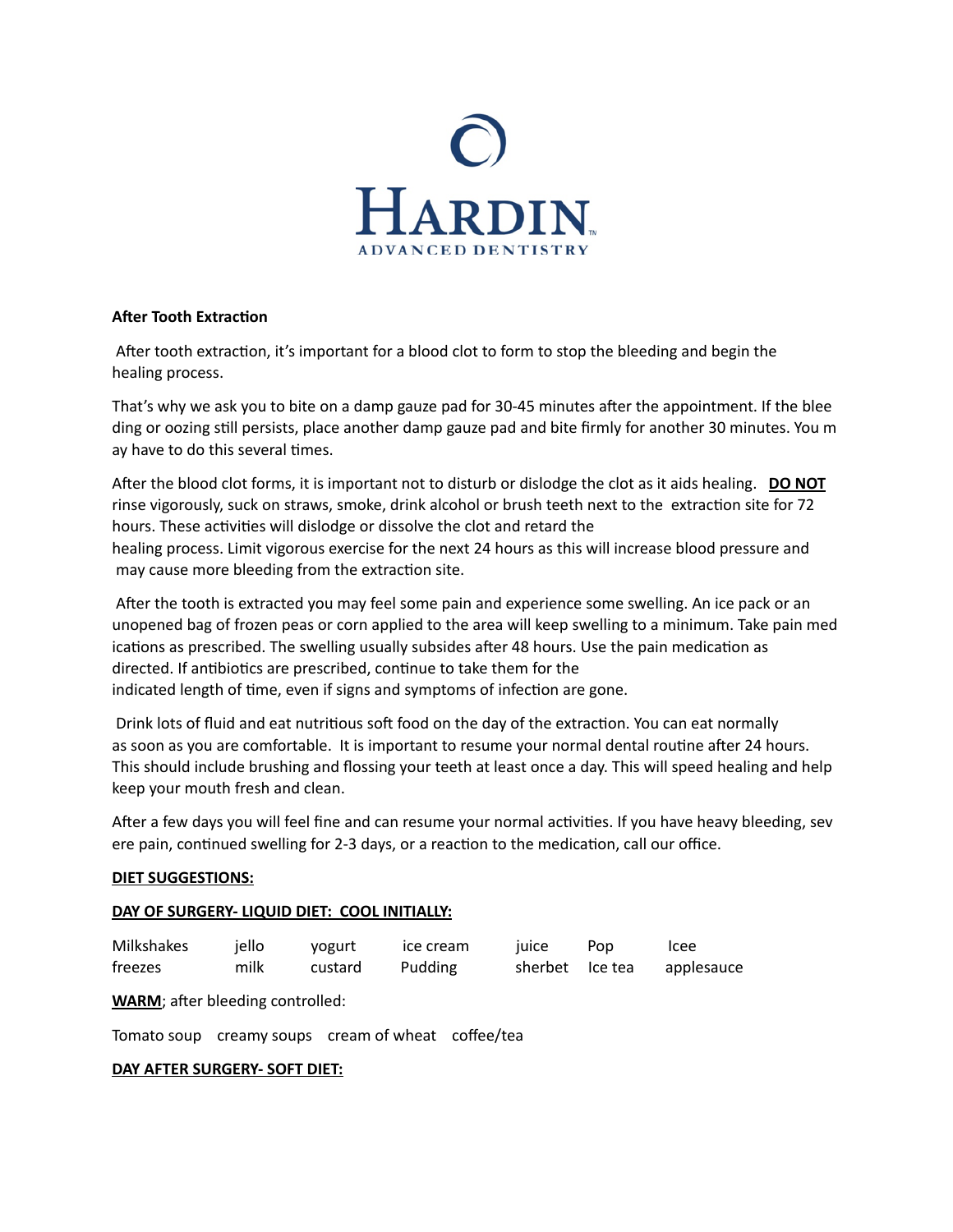# HARDIN

ADVANCED DENTISTRY

**After Tooth Extraction**

After tooth extraction, it's important for a blood clot to form to stop the bleeding and begin the healing process.

That's why we ask you to bite on a damp gauze pad for 30-45 minutes after the appointment. If the bleeding or oozing still persists, place another damp gauze pad and bite firmly for another 30 minutes. You may have to do this several times.

After the blood clot forms, it is important not to disturb or dislodge the clot as it aids healing. **DO NOT** rinse vigorously, suck on straws, smoke, drink alcohol or brush teeth next to the extraction site for 72 hours. These activities will dislodge or dissolve the clot and retard the healing process. Limit vigorous exercise for the next 24 hours as this will increase blood pressure and may cause more bleeding from the extraction site.

After the tooth is extracted you may feel some pain and experience some swelling. An ice pack or an unopened bag of frozen peas or corn applied to the area will keep swelling to a minimum. Take pain medications as prescribed. The swelling usually subsides after 48 hours. Use the pain medication as directed. If antibiotics are prescribed, continue to take them for the indicated length of time, even if signs and symptoms of infection are gone.

Drink lots of fluid and eat nutritious soft food on the day of the extraction. You can eat normally as soon as you are comfortable. It is important to resume your normal dental routine after 24 hours. This should include brushing and flossing your teeth at least once a day. This will speed healing and help keep your mouth fresh and clean.

After a few days you will feel fine and can resume your normal activities. If you have heavy bleeding, severe pain, continued swelling for 2-3 days, or a reaction to the medication, call our office.

**DIET SUGGESTIONS:**

**DAY OF SURGERY- LIQUID DIET: COOL INITIALLY:**

| | | | | | | |
|---|---|---|---|---|---|---|
| Milkshakes | jello | yogurt | ice cream | juice | Pop | Icee |
| freezes | milk | custard | Pudding | sherbet | Ice tea | applesauce |

**WARM**; after bleeding controlled:

Tomato soup    creamy soups    cream of wheat    coffee/tea

**DAY AFTER SURGERY- SOFT DIET:**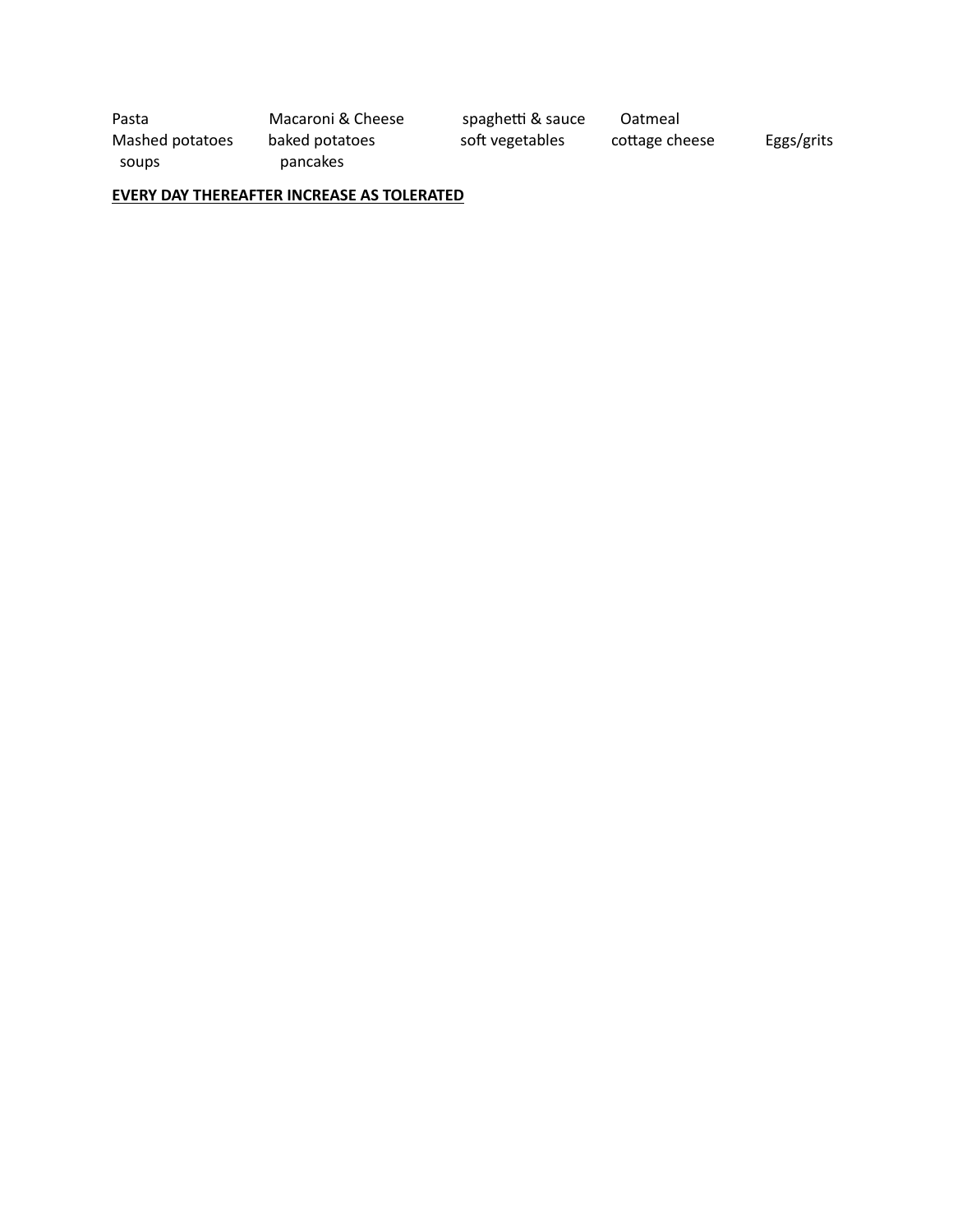Pasta Macaroni & Cheese spaghetti & sauce Oatmeal
Mashed potatoes baked potatoes soft vegetables cottage cheese Eggs/grits
soups pancakes

**<u>EVERY DAY THEREAFTER INCREASE AS TOLERATED</u>**